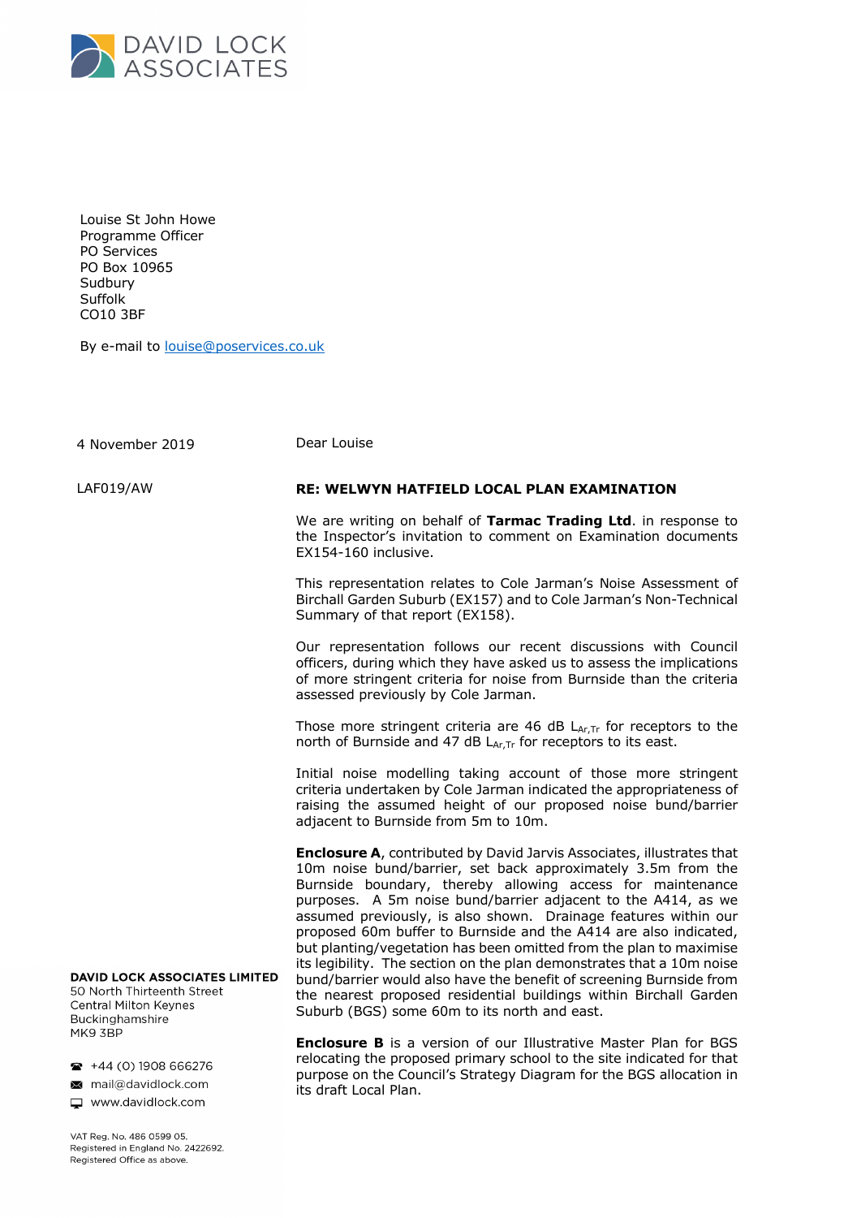DAVID LOCK ASSOCIATES

Louise St John Howe
Programme Officer
PO Services
PO Box 10965
Sudbury
Suffolk
CO10 3BF

By e-mail to louise@poservices.co.uk

4 November 2019

LAF019/AW

Dear Louise

**RE: WELWYN HATFIELD LOCAL PLAN EXAMINATION**

We are writing on behalf of **Tarmac Trading Ltd**. in response to the Inspector's invitation to comment on Examination documents EX154-160 inclusive.

This representation relates to Cole Jarman's Noise Assessment of Birchall Garden Suburb (EX157) and to Cole Jarman's Non-Technical Summary of that report (EX158).

Our representation follows our recent discussions with Council officers, during which they have asked us to assess the implications of more stringent criteria for noise from Burnside than the criteria assessed previously by Cole Jarman.

Those more stringent criteria are 46 dB $L_{Ar,Tr}$ for receptors to the north of Burnside and 47 dB $L_{Ar,Tr}$ for receptors to its east.

Initial noise modelling taking account of those more stringent criteria undertaken by Cole Jarman indicated the appropriateness of raising the assumed height of our proposed noise bund/barrier adjacent to Burnside from 5m to 10m.

**Enclosure A**, contributed by David Jarvis Associates, illustrates that 10m noise bund/barrier, set back approximately 3.5m from the Burnside boundary, thereby allowing access for maintenance purposes. A 5m noise bund/barrier adjacent to the A414, as we assumed previously, is also shown. Drainage features within our proposed 60m buffer to Burnside and the A414 are also indicated, but planting/vegetation has been omitted from the plan to maximise its legibility. The section on the plan demonstrates that a 10m noise bund/barrier would also have the benefit of screening Burnside from the nearest proposed residential buildings within Birchall Garden Suburb (BGS) some 60m to its north and east.

**Enclosure B** is a version of our Illustrative Master Plan for BGS relocating the proposed primary school to the site indicated for that purpose on the Council's Strategy Diagram for the BGS allocation in its draft Local Plan.

**DAVID LOCK ASSOCIATES LIMITED**
50 North Thirteenth Street
Central Milton Keynes
Buckinghamshire
MK9 3BP

+44 (0) 1908 666276
mail@davidlock.com
www.davidlock.com

VAT Reg. No. 486 0599 05.
Registered in England No. 2422692.
Registered Office as above.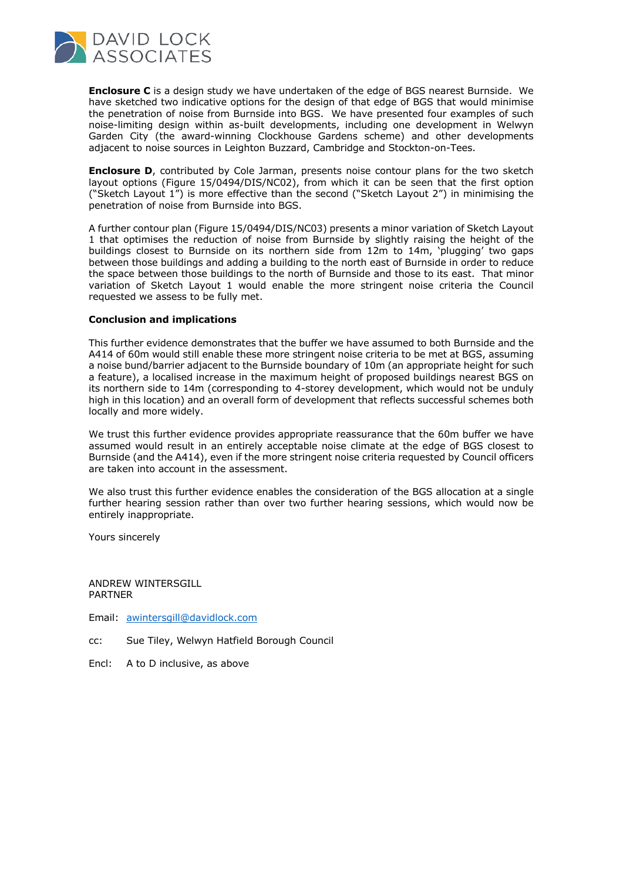**Enclosure C** is a design study we have undertaken of the edge of BGS nearest Burnside. We have sketched two indicative options for the design of that edge of BGS that would minimise the penetration of noise from Burnside into BGS. We have presented four examples of such noise-limiting design within as-built developments, including one development in Welwyn Garden City (the award-winning Clockhouse Gardens scheme) and other developments adjacent to noise sources in Leighton Buzzard, Cambridge and Stockton-on-Tees.

**Enclosure D**, contributed by Cole Jarman, presents noise contour plans for the two sketch layout options (Figure 15/0494/DIS/NC02), from which it can be seen that the first option ("Sketch Layout 1") is more effective than the second ("Sketch Layout 2") in minimising the penetration of noise from Burnside into BGS.

A further contour plan (Figure 15/0494/DIS/NC03) presents a minor variation of Sketch Layout 1 that optimises the reduction of noise from Burnside by slightly raising the height of the buildings closest to Burnside on its northern side from 12m to 14m, 'plugging' two gaps between those buildings and adding a building to the north east of Burnside in order to reduce the space between those buildings to the north of Burnside and those to its east. That minor variation of Sketch Layout 1 would enable the more stringent noise criteria the Council requested we assess to be fully met.

**Conclusion and implications**

This further evidence demonstrates that the buffer we have assumed to both Burnside and the A414 of 60m would still enable these more stringent noise criteria to be met at BGS, assuming a noise bund/barrier adjacent to the Burnside boundary of 10m (an appropriate height for such a feature), a localised increase in the maximum height of proposed buildings nearest BGS on its northern side to 14m (corresponding to 4-storey development, which would not be unduly high in this location) and an overall form of development that reflects successful schemes both locally and more widely.

We trust this further evidence provides appropriate reassurance that the 60m buffer we have assumed would result in an entirely acceptable noise climate at the edge of BGS closest to Burnside (and the A414), even if the more stringent noise criteria requested by Council officers are taken into account in the assessment.

We also trust this further evidence enables the consideration of the BGS allocation at a single further hearing session rather than over two further hearing sessions, which would now be entirely inappropriate.

Yours sincerely

ANDREW WINTERSGILL
PARTNER

Email: awintersgill@davidlock.com

cc: Sue Tiley, Welwyn Hatfield Borough Council

Encl: A to D inclusive, as above